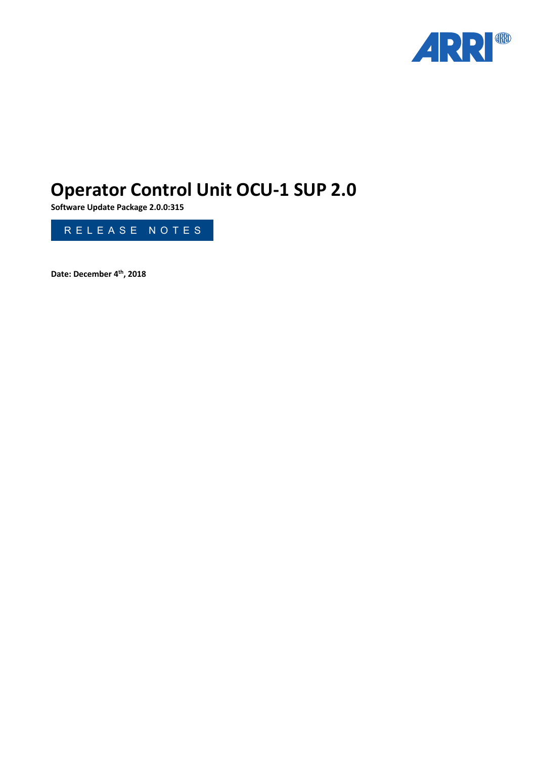# Operator Control Unit OCU-1 SUP 2.0

**Software Update Package 2.0.0:315**

RELEASE NOTES

**Date: December 4th, 2018**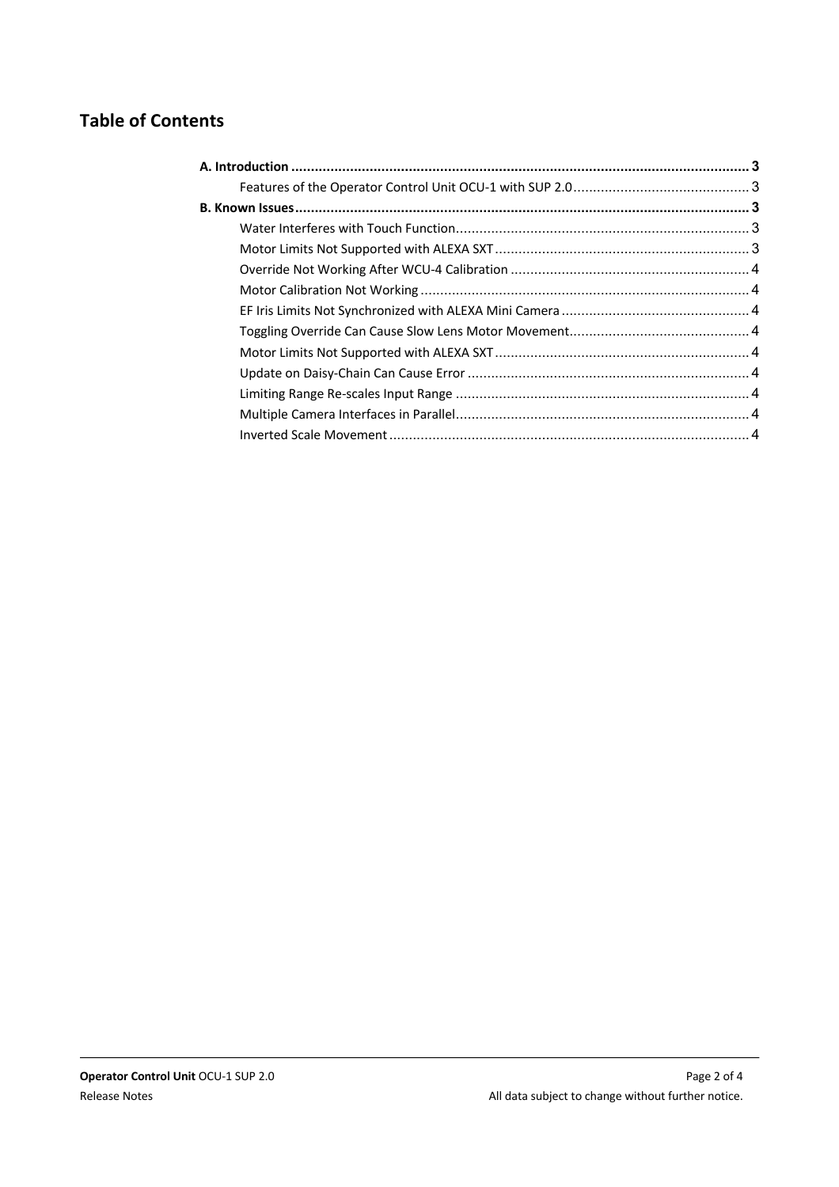# Table of Contents

**A. Introduction** .......... **3**

- Features of the Operator Control Unit OCU-1 with SUP 2.0 .......... 3

**B. Known Issues** .......... **3**

- Water Interferes with Touch Function .......... 3
- Motor Limits Not Supported with ALEXA SXT .......... 3
- Override Not Working After WCU-4 Calibration .......... 4
- Motor Calibration Not Working .......... 4
- EF Iris Limits Not Synchronized with ALEXA Mini Camera .......... 4
- Toggling Override Can Cause Slow Lens Motor Movement .......... 4
- Motor Limits Not Supported with ALEXA SXT .......... 4
- Update on Daisy-Chain Can Cause Error .......... 4
- Limiting Range Re-scales Input Range .......... 4
- Multiple Camera Interfaces in Parallel .......... 4
- Inverted Scale Movement .......... 4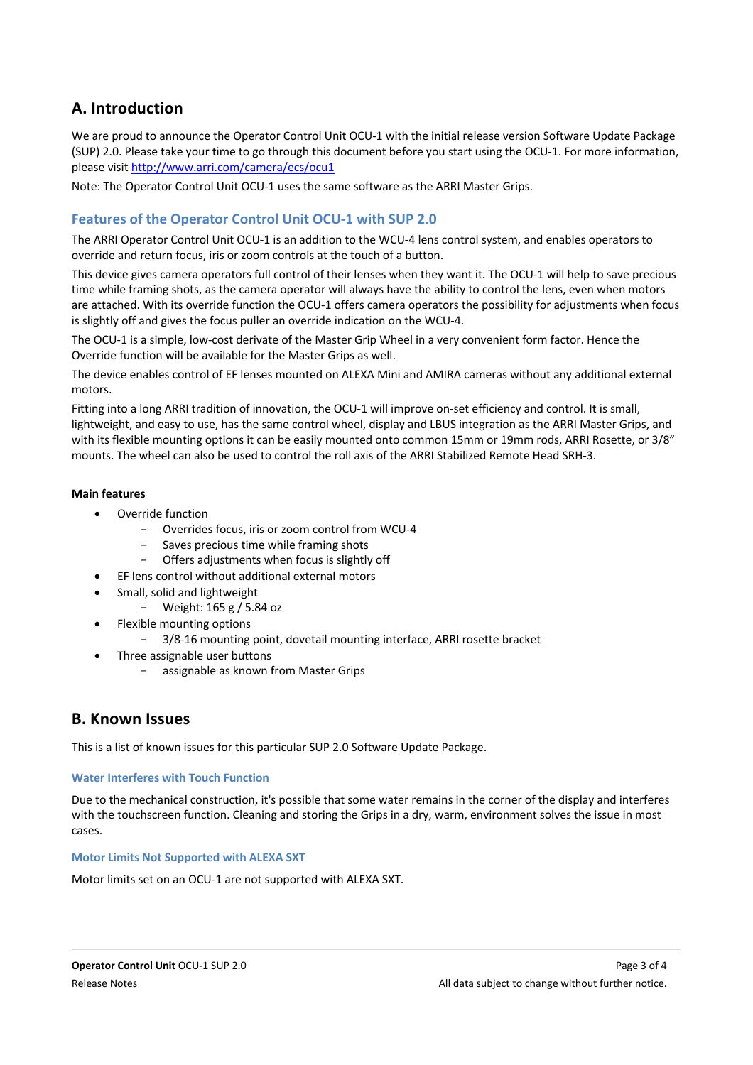## A. Introduction

We are proud to announce the Operator Control Unit OCU-1 with the initial release version Software Update Package (SUP) 2.0. Please take your time to go through this document before you start using the OCU-1. For more information, please visit [http://www.arri.com/camera/ecs/ocu1](http://www.arri.com/camera/ecs/ocu1)

Note: The Operator Control Unit OCU-1 uses the same software as the ARRI Master Grips.

### Features of the Operator Control Unit OCU-1 with SUP 2.0

The ARRI Operator Control Unit OCU-1 is an addition to the WCU-4 lens control system, and enables operators to override and return focus, iris or zoom controls at the touch of a button.

This device gives camera operators full control of their lenses when they want it. The OCU-1 will help to save precious time while framing shots, as the camera operator will always have the ability to control the lens, even when motors are attached. With its override function the OCU-1 offers camera operators the possibility for adjustments when focus is slightly off and gives the focus puller an override indication on the WCU-4.

The OCU-1 is a simple, low-cost derivate of the Master Grip Wheel in a very convenient form factor. Hence the Override function will be available for the Master Grips as well.

The device enables control of EF lenses mounted on ALEXA Mini and AMIRA cameras without any additional external motors.

Fitting into a long ARRI tradition of innovation, the OCU-1 will improve on-set efficiency and control. It is small, lightweight, and easy to use, has the same control wheel, display and LBUS integration as the ARRI Master Grips, and with its flexible mounting options it can be easily mounted onto common 15mm or 19mm rods, ARRI Rosette, or 3/8" mounts. The wheel can also be used to control the roll axis of the ARRI Stabilized Remote Head SRH-3.

**Main features**

- Override function
  - Overrides focus, iris or zoom control from WCU-4
  - Saves precious time while framing shots
  - Offers adjustments when focus is slightly off
- EF lens control without additional external motors
- Small, solid and lightweight
  - Weight: 165 g / 5.84 oz
- Flexible mounting options
  - 3/8-16 mounting point, dovetail mounting interface, ARRI rosette bracket
- Three assignable user buttons
  - assignable as known from Master Grips

## B. Known Issues

This is a list of known issues for this particular SUP 2.0 Software Update Package.

#### Water Interferes with Touch Function

Due to the mechanical construction, it's possible that some water remains in the corner of the display and interferes with the touchscreen function. Cleaning and storing the Grips in a dry, warm, environment solves the issue in most cases.

#### Motor Limits Not Supported with ALEXA SXT

Motor limits set on an OCU-1 are not supported with ALEXA SXT.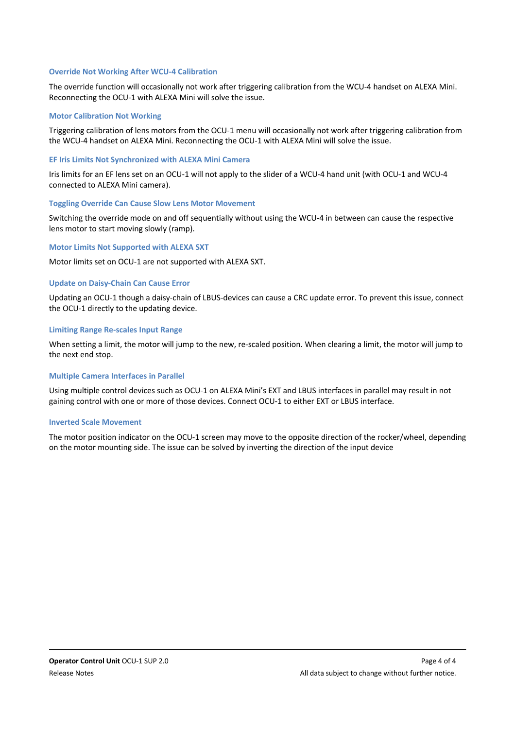### Override Not Working After WCU-4 Calibration

The override function will occasionally not work after triggering calibration from the WCU-4 handset on ALEXA Mini. Reconnecting the OCU-1 with ALEXA Mini will solve the issue.

### Motor Calibration Not Working

Triggering calibration of lens motors from the OCU-1 menu will occasionally not work after triggering calibration from the WCU-4 handset on ALEXA Mini. Reconnecting the OCU-1 with ALEXA Mini will solve the issue.

### EF Iris Limits Not Synchronized with ALEXA Mini Camera

Iris limits for an EF lens set on an OCU-1 will not apply to the slider of a WCU-4 hand unit (with OCU-1 and WCU-4 connected to ALEXA Mini camera).

### Toggling Override Can Cause Slow Lens Motor Movement

Switching the override mode on and off sequentially without using the WCU-4 in between can cause the respective lens motor to start moving slowly (ramp).

### Motor Limits Not Supported with ALEXA SXT

Motor limits set on OCU-1 are not supported with ALEXA SXT.

### Update on Daisy-Chain Can Cause Error

Updating an OCU-1 though a daisy-chain of LBUS-devices can cause a CRC update error. To prevent this issue, connect the OCU-1 directly to the updating device.

### Limiting Range Re-scales Input Range

When setting a limit, the motor will jump to the new, re-scaled position. When clearing a limit, the motor will jump to the next end stop.

### Multiple Camera Interfaces in Parallel

Using multiple control devices such as OCU-1 on ALEXA Mini's EXT and LBUS interfaces in parallel may result in not gaining control with one or more of those devices. Connect OCU-1 to either EXT or LBUS interface.

### Inverted Scale Movement

The motor position indicator on the OCU-1 screen may move to the opposite direction of the rocker/wheel, depending on the motor mounting side. The issue can be solved by inverting the direction of the input device